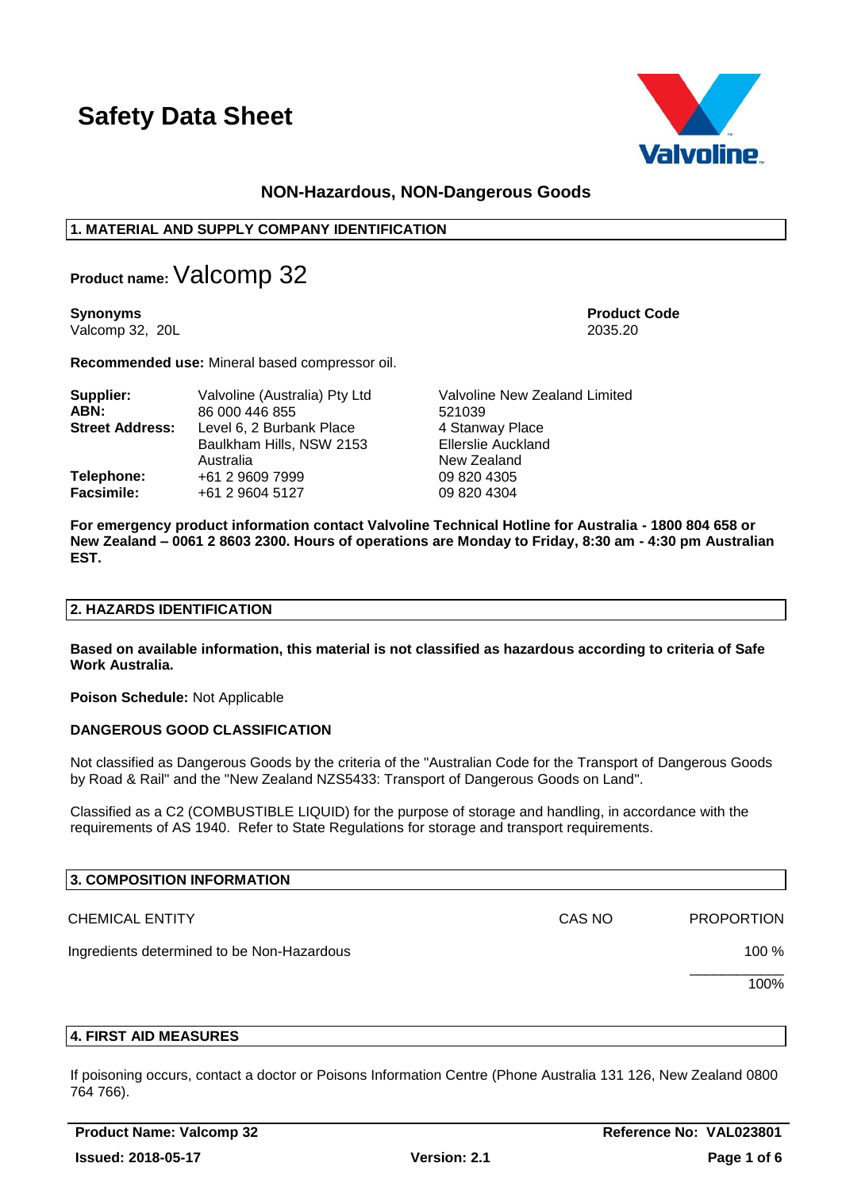# Safety Data Sheet

**NON-Hazardous, NON-Dangerous Goods**

## 1. MATERIAL AND SUPPLY COMPANY IDENTIFICATION

**Product name:** Valcomp 32

**Synonyms**
Valcomp 32, 20L

**Product Code**
2035.20

**Recommended use:** Mineral based compressor oil.

| | | |
|---|---|---|
| **Supplier:** | Valvoline (Australia) Pty Ltd | Valvoline New Zealand Limited |
| **ABN:** | 86 000 446 855 | 521039 |
| **Street Address:** | Level 6, 2 Burbank Place<br>Baulkham Hills, NSW 2153<br>Australia | 4 Stanway Place<br>Ellerslie Auckland<br>New Zealand |
| **Telephone:** | +61 2 9609 7999 | 09 820 4305 |
| **Facsimile:** | +61 2 9604 5127 | 09 820 4304 |

**For emergency product information contact Valvoline Technical Hotline for Australia - 1800 804 658 or New Zealand – 0061 2 8603 2300. Hours of operations are Monday to Friday, 8:30 am - 4:30 pm Australian EST.**

## 2. HAZARDS IDENTIFICATION

**Based on available information, this material is not classified as hazardous according to criteria of Safe Work Australia.**

**Poison Schedule:** Not Applicable

**DANGEROUS GOOD CLASSIFICATION**

Not classified as Dangerous Goods by the criteria of the "Australian Code for the Transport of Dangerous Goods by Road & Rail" and the "New Zealand NZS5433: Transport of Dangerous Goods on Land".

Classified as a C2 (COMBUSTIBLE LIQUID) for the purpose of storage and handling, in accordance with the requirements of AS 1940. Refer to State Regulations for storage and transport requirements.

## 3. COMPOSITION INFORMATION

| CHEMICAL ENTITY | CAS NO | PROPORTION |
|---|---|---|
| Ingredients determined to be Non-Hazardous | | 100 % |
| | | 100% |

## 4. FIRST AID MEASURES

If poisoning occurs, contact a doctor or Poisons Information Centre (Phone Australia 131 126, New Zealand 0800 764 766).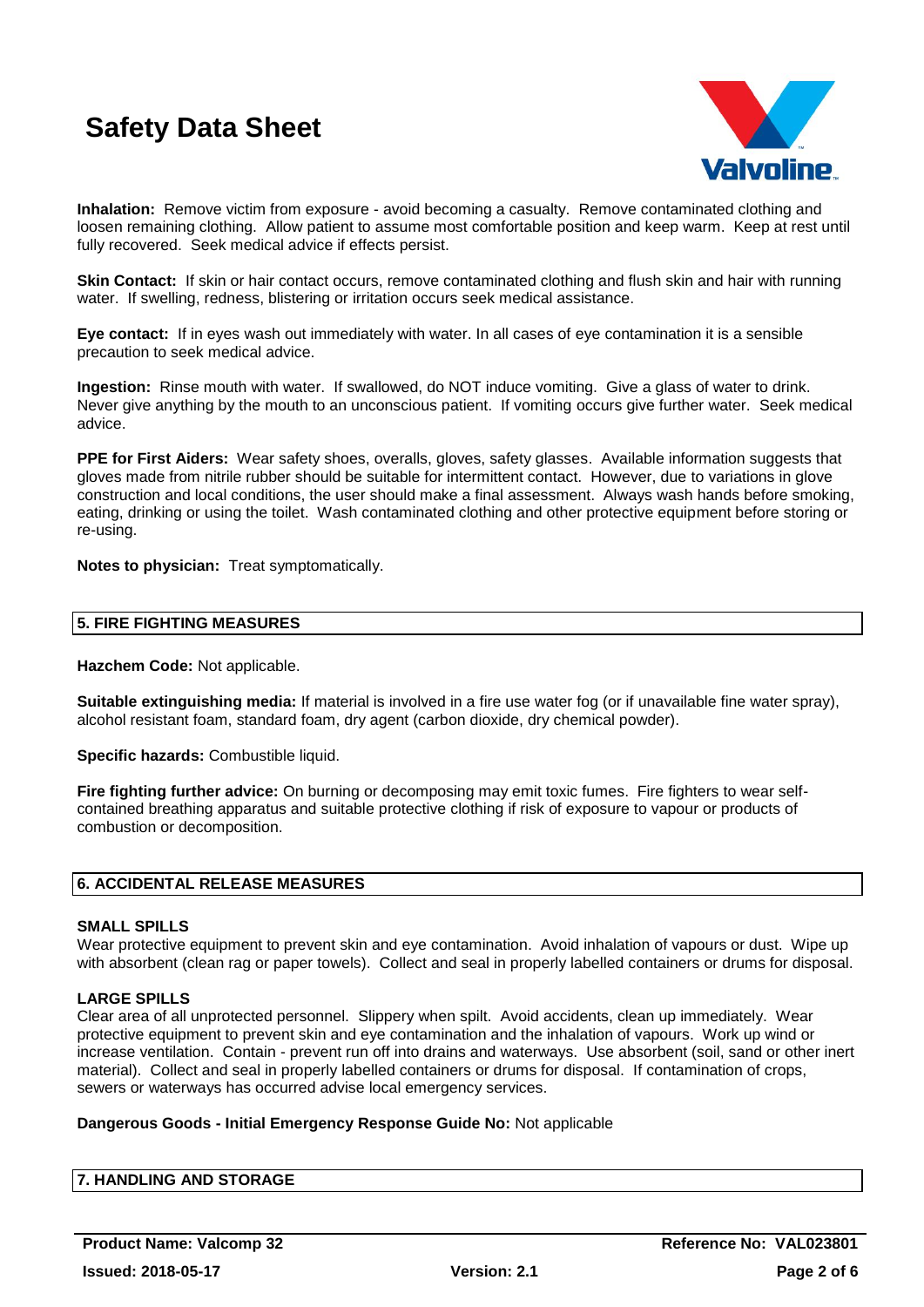**Inhalation:** Remove victim from exposure - avoid becoming a casualty. Remove contaminated clothing and loosen remaining clothing. Allow patient to assume most comfortable position and keep warm. Keep at rest until fully recovered. Seek medical advice if effects persist.

**Skin Contact:** If skin or hair contact occurs, remove contaminated clothing and flush skin and hair with running water. If swelling, redness, blistering or irritation occurs seek medical assistance.

**Eye contact:** If in eyes wash out immediately with water. In all cases of eye contamination it is a sensible precaution to seek medical advice.

**Ingestion:** Rinse mouth with water. If swallowed, do NOT induce vomiting. Give a glass of water to drink. Never give anything by the mouth to an unconscious patient. If vomiting occurs give further water. Seek medical advice.

**PPE for First Aiders:** Wear safety shoes, overalls, gloves, safety glasses. Available information suggests that gloves made from nitrile rubber should be suitable for intermittent contact. However, due to variations in glove construction and local conditions, the user should make a final assessment. Always wash hands before smoking, eating, drinking or using the toilet. Wash contaminated clothing and other protective equipment before storing or re-using.

**Notes to physician:** Treat symptomatically.

## 5. FIRE FIGHTING MEASURES

**Hazchem Code:** Not applicable.

**Suitable extinguishing media:** If material is involved in a fire use water fog (or if unavailable fine water spray), alcohol resistant foam, standard foam, dry agent (carbon dioxide, dry chemical powder).

**Specific hazards:** Combustible liquid.

**Fire fighting further advice:** On burning or decomposing may emit toxic fumes. Fire fighters to wear self-contained breathing apparatus and suitable protective clothing if risk of exposure to vapour or products of combustion or decomposition.

## 6. ACCIDENTAL RELEASE MEASURES

**SMALL SPILLS**

Wear protective equipment to prevent skin and eye contamination. Avoid inhalation of vapours or dust. Wipe up with absorbent (clean rag or paper towels). Collect and seal in properly labelled containers or drums for disposal.

**LARGE SPILLS**

Clear area of all unprotected personnel. Slippery when spilt. Avoid accidents, clean up immediately. Wear protective equipment to prevent skin and eye contamination and the inhalation of vapours. Work up wind or increase ventilation. Contain - prevent run off into drains and waterways. Use absorbent (soil, sand or other inert material). Collect and seal in properly labelled containers or drums for disposal. If contamination of crops, sewers or waterways has occurred advise local emergency services.

**Dangerous Goods - Initial Emergency Response Guide No:** Not applicable

## 7. HANDLING AND STORAGE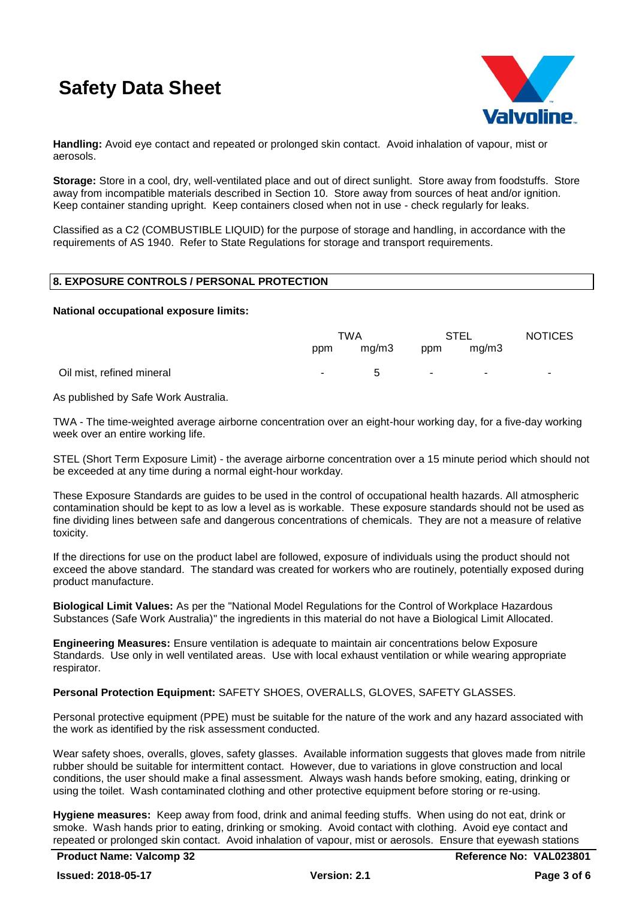**Handling:** Avoid eye contact and repeated or prolonged skin contact. Avoid inhalation of vapour, mist or aerosols.

**Storage:** Store in a cool, dry, well-ventilated place and out of direct sunlight. Store away from foodstuffs. Store away from incompatible materials described in Section 10. Store away from sources of heat and/or ignition. Keep container standing upright. Keep containers closed when not in use - check regularly for leaks.

Classified as a C2 (COMBUSTIBLE LIQUID) for the purpose of storage and handling, in accordance with the requirements of AS 1940. Refer to State Regulations for storage and transport requirements.

## 8. EXPOSURE CONTROLS / PERSONAL PROTECTION

**National occupational exposure limits:**

| | TWA | | STEL | | NOTICES |
|---|---|---|---|---|---|
| | ppm | mg/m3 | ppm | mg/m3 | |
| Oil mist, refined mineral | - | 5 | - | - | - |

As published by Safe Work Australia.

TWA - The time-weighted average airborne concentration over an eight-hour working day, for a five-day working week over an entire working life.

STEL (Short Term Exposure Limit) - the average airborne concentration over a 15 minute period which should not be exceeded at any time during a normal eight-hour workday.

These Exposure Standards are guides to be used in the control of occupational health hazards. All atmospheric contamination should be kept to as low a level as is workable. These exposure standards should not be used as fine dividing lines between safe and dangerous concentrations of chemicals. They are not a measure of relative toxicity.

If the directions for use on the product label are followed, exposure of individuals using the product should not exceed the above standard. The standard was created for workers who are routinely, potentially exposed during product manufacture.

**Biological Limit Values:** As per the "National Model Regulations for the Control of Workplace Hazardous Substances (Safe Work Australia)" the ingredients in this material do not have a Biological Limit Allocated.

**Engineering Measures:** Ensure ventilation is adequate to maintain air concentrations below Exposure Standards. Use only in well ventilated areas. Use with local exhaust ventilation or while wearing appropriate respirator.

**Personal Protection Equipment:** SAFETY SHOES, OVERALLS, GLOVES, SAFETY GLASSES.

Personal protective equipment (PPE) must be suitable for the nature of the work and any hazard associated with the work as identified by the risk assessment conducted.

Wear safety shoes, overalls, gloves, safety glasses. Available information suggests that gloves made from nitrile rubber should be suitable for intermittent contact. However, due to variations in glove construction and local conditions, the user should make a final assessment. Always wash hands before smoking, eating, drinking or using the toilet. Wash contaminated clothing and other protective equipment before storing or re-using.

**Hygiene measures:** Keep away from food, drink and animal feeding stuffs. When using do not eat, drink or smoke. Wash hands prior to eating, drinking or smoking. Avoid contact with clothing. Avoid eye contact and repeated or prolonged skin contact. Avoid inhalation of vapour, mist or aerosols. Ensure that eyewash stations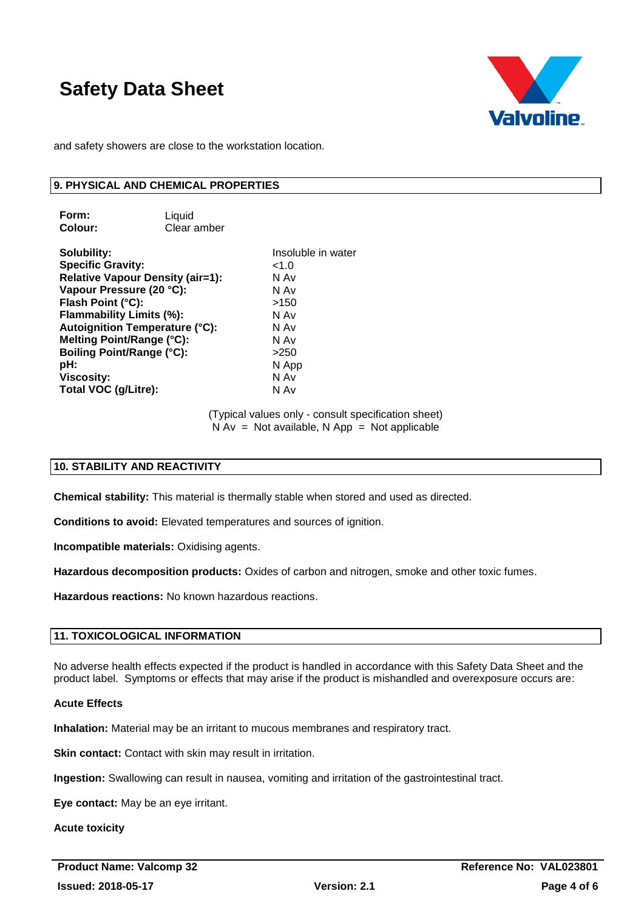and safety showers are close to the workstation location.

## 9. PHYSICAL AND CHEMICAL PROPERTIES

| | |
|---|---|
| **Form:** | Liquid |
| **Colour:** | Clear amber |

| | |
|---|---|
| **Solubility:** | Insoluble in water |
| **Specific Gravity:** | <1.0 |
| **Relative Vapour Density (air=1):** | N Av |
| **Vapour Pressure (20 °C):** | N Av |
| **Flash Point (°C):** | >150 |
| **Flammability Limits (%):** | N Av |
| **Autoignition Temperature (°C):** | N Av |
| **Melting Point/Range (°C):** | N Av |
| **Boiling Point/Range (°C):** | >250 |
| **pH:** | N App |
| **Viscosity:** | N Av |
| **Total VOC (g/Litre):** | N Av |

(Typical values only - consult specification sheet)
N Av = Not available, N App = Not applicable

## 10. STABILITY AND REACTIVITY

**Chemical stability:** This material is thermally stable when stored and used as directed.

**Conditions to avoid:** Elevated temperatures and sources of ignition.

**Incompatible materials:** Oxidising agents.

**Hazardous decomposition products:** Oxides of carbon and nitrogen, smoke and other toxic fumes.

**Hazardous reactions:** No known hazardous reactions.

## 11. TOXICOLOGICAL INFORMATION

No adverse health effects expected if the product is handled in accordance with this Safety Data Sheet and the product label. Symptoms or effects that may arise if the product is mishandled and overexposure occurs are:

**Acute Effects**

**Inhalation:** Material may be an irritant to mucous membranes and respiratory tract.

**Skin contact:** Contact with skin may result in irritation.

**Ingestion:** Swallowing can result in nausea, vomiting and irritation of the gastrointestinal tract.

**Eye contact:** May be an eye irritant.

**Acute toxicity**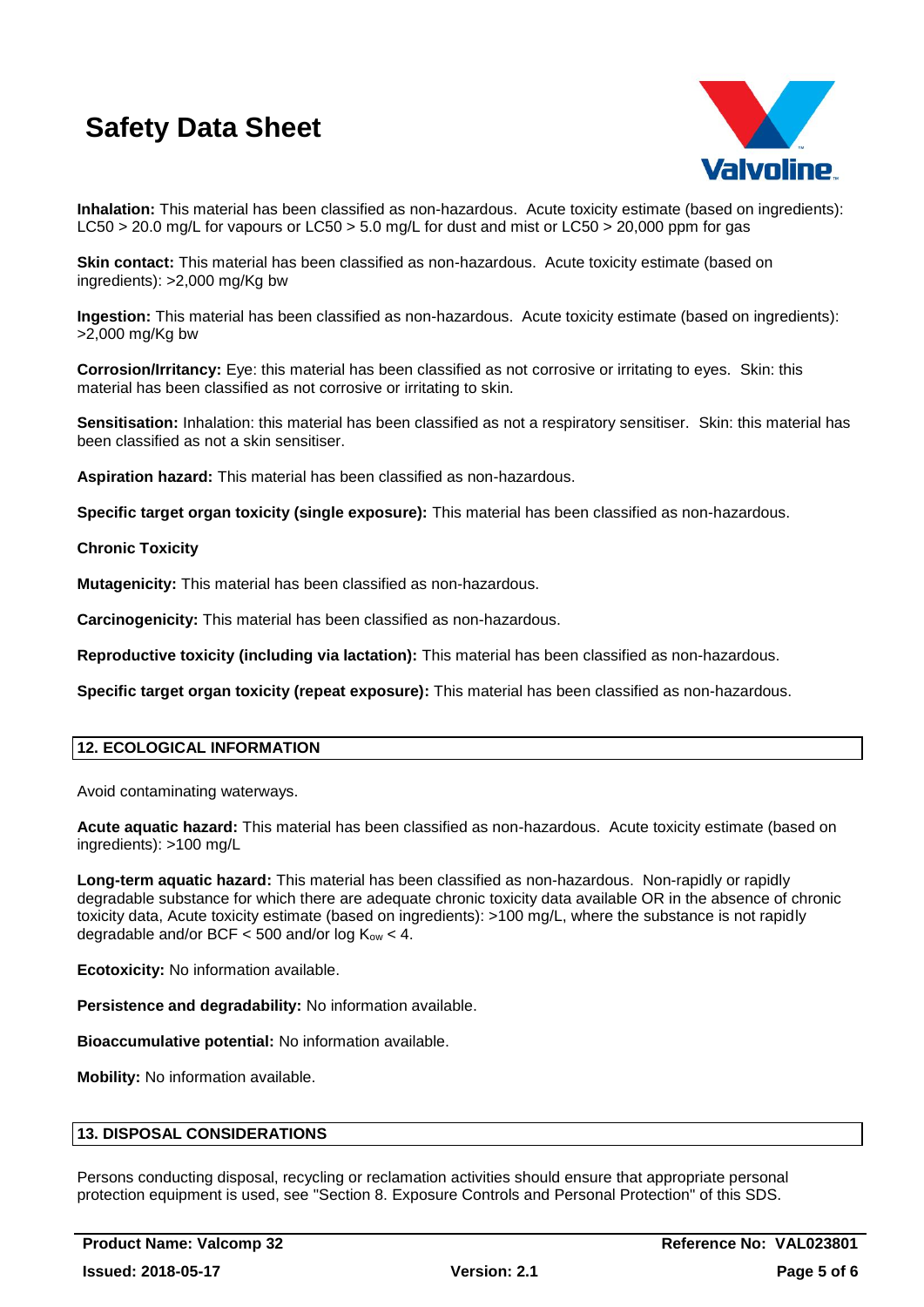**Inhalation:** This material has been classified as non-hazardous. Acute toxicity estimate (based on ingredients): LC50 > 20.0 mg/L for vapours or LC50 > 5.0 mg/L for dust and mist or LC50 > 20,000 ppm for gas

**Skin contact:** This material has been classified as non-hazardous. Acute toxicity estimate (based on ingredients): >2,000 mg/Kg bw

**Ingestion:** This material has been classified as non-hazardous. Acute toxicity estimate (based on ingredients): >2,000 mg/Kg bw

**Corrosion/Irritancy:** Eye: this material has been classified as not corrosive or irritating to eyes. Skin: this material has been classified as not corrosive or irritating to skin.

**Sensitisation:** Inhalation: this material has been classified as not a respiratory sensitiser. Skin: this material has been classified as not a skin sensitiser.

**Aspiration hazard:** This material has been classified as non-hazardous.

**Specific target organ toxicity (single exposure):** This material has been classified as non-hazardous.

**Chronic Toxicity**

**Mutagenicity:** This material has been classified as non-hazardous.

**Carcinogenicity:** This material has been classified as non-hazardous.

**Reproductive toxicity (including via lactation):** This material has been classified as non-hazardous.

**Specific target organ toxicity (repeat exposure):** This material has been classified as non-hazardous.

## 12. ECOLOGICAL INFORMATION

Avoid contaminating waterways.

**Acute aquatic hazard:** This material has been classified as non-hazardous. Acute toxicity estimate (based on ingredients): >100 mg/L

**Long-term aquatic hazard:** This material has been classified as non-hazardous. Non-rapidly or rapidly degradable substance for which there are adequate chronic toxicity data available OR in the absence of chronic toxicity data, Acute toxicity estimate (based on ingredients): >100 mg/L, where the substance is not rapidly degradable and/or BCF < 500 and/or log $K_{ow}$ < 4.

**Ecotoxicity:** No information available.

**Persistence and degradability:** No information available.

**Bioaccumulative potential:** No information available.

**Mobility:** No information available.

## 13. DISPOSAL CONSIDERATIONS

Persons conducting disposal, recycling or reclamation activities should ensure that appropriate personal protection equipment is used, see "Section 8. Exposure Controls and Personal Protection" of this SDS.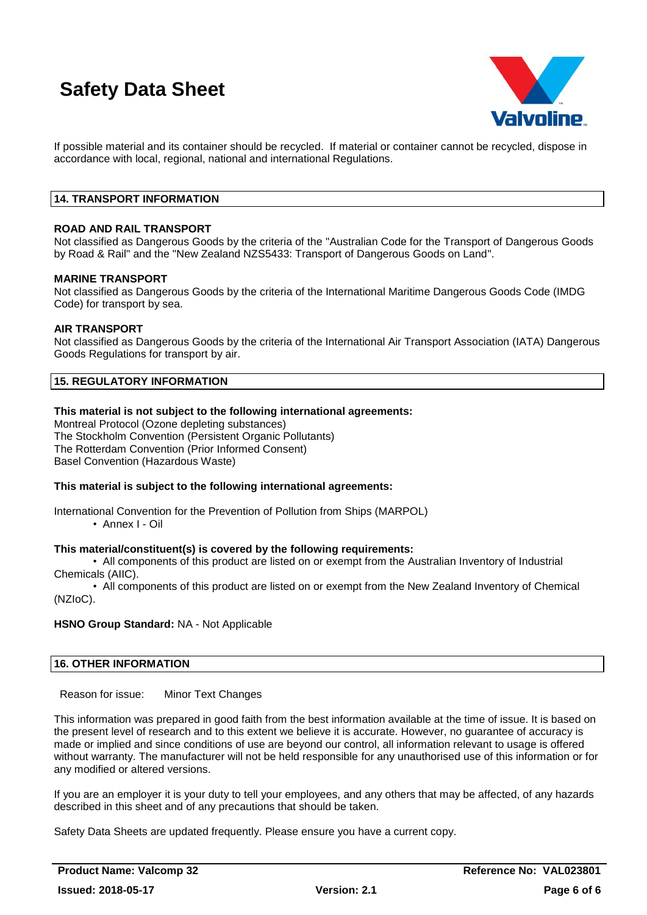If possible material and its container should be recycled. If material or container cannot be recycled, dispose in accordance with local, regional, national and international Regulations.

## 14. TRANSPORT INFORMATION

**ROAD AND RAIL TRANSPORT**
Not classified as Dangerous Goods by the criteria of the "Australian Code for the Transport of Dangerous Goods by Road & Rail" and the "New Zealand NZS5433: Transport of Dangerous Goods on Land".

**MARINE TRANSPORT**
Not classified as Dangerous Goods by the criteria of the International Maritime Dangerous Goods Code (IMDG Code) for transport by sea.

**AIR TRANSPORT**
Not classified as Dangerous Goods by the criteria of the International Air Transport Association (IATA) Dangerous Goods Regulations for transport by air.

## 15. REGULATORY INFORMATION

**This material is not subject to the following international agreements:**
Montreal Protocol (Ozone depleting substances)
The Stockholm Convention (Persistent Organic Pollutants)
The Rotterdam Convention (Prior Informed Consent)
Basel Convention (Hazardous Waste)

**This material is subject to the following international agreements:**

International Convention for the Prevention of Pollution from Ships (MARPOL)
- Annex I - Oil

**This material/constituent(s) is covered by the following requirements:**
- All components of this product are listed on or exempt from the Australian Inventory of Industrial Chemicals (AIIC).
- All components of this product are listed on or exempt from the New Zealand Inventory of Chemical (NZIoC).

**HSNO Group Standard:** NA - Not Applicable

## 16. OTHER INFORMATION

Reason for issue: Minor Text Changes

This information was prepared in good faith from the best information available at the time of issue. It is based on the present level of research and to this extent we believe it is accurate. However, no guarantee of accuracy is made or implied and since conditions of use are beyond our control, all information relevant to usage is offered without warranty. The manufacturer will not be held responsible for any unauthorised use of this information or for any modified or altered versions.

If you are an employer it is your duty to tell your employees, and any others that may be affected, of any hazards described in this sheet and of any precautions that should be taken.

Safety Data Sheets are updated frequently. Please ensure you have a current copy.